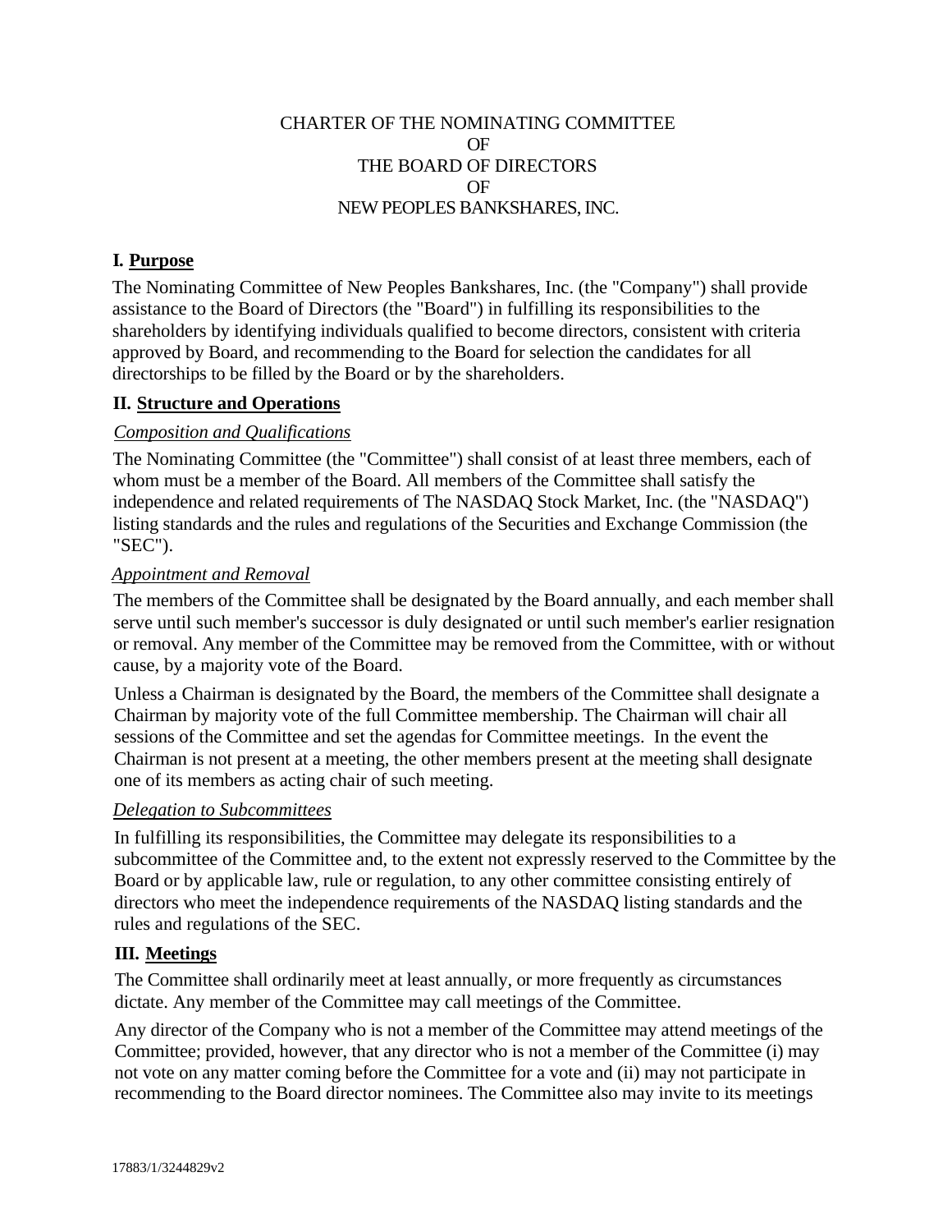# CHARTER OF THE NOMINATING COMMITTEE
# OF
# THE BOARD OF DIRECTORS
# OF
# NEW PEOPLES BANKSHARES, INC.

## I. Purpose

The Nominating Committee of New Peoples Bankshares, Inc. (the "Company") shall provide assistance to the Board of Directors (the "Board") in fulfilling its responsibilities to the shareholders by identifying individuals qualified to become directors, consistent with criteria approved by Board, and recommending to the Board for selection the candidates for all directorships to be filled by the Board or by the shareholders.

## II. Structure and Operations

*Composition and Qualifications*

The Nominating Committee (the "Committee") shall consist of at least three members, each of whom must be a member of the Board. All members of the Committee shall satisfy the independence and related requirements of The NASDAQ Stock Market, Inc. (the "NASDAQ") listing standards and the rules and regulations of the Securities and Exchange Commission (the "SEC").

*Appointment and Removal*

The members of the Committee shall be designated by the Board annually, and each member shall serve until such member's successor is duly designated or until such member's earlier resignation or removal. Any member of the Committee may be removed from the Committee, with or without cause, by a majority vote of the Board.

Unless a Chairman is designated by the Board, the members of the Committee shall designate a Chairman by majority vote of the full Committee membership. The Chairman will chair all sessions of the Committee and set the agendas for Committee meetings. In the event the Chairman is not present at a meeting, the other members present at the meeting shall designate one of its members as acting chair of such meeting.

*Delegation to Subcommittees*

In fulfilling its responsibilities, the Committee may delegate its responsibilities to a subcommittee of the Committee and, to the extent not expressly reserved to the Committee by the Board or by applicable law, rule or regulation, to any other committee consisting entirely of directors who meet the independence requirements of the NASDAQ listing standards and the rules and regulations of the SEC.

## III. Meetings

The Committee shall ordinarily meet at least annually, or more frequently as circumstances dictate. Any member of the Committee may call meetings of the Committee.

Any director of the Company who is not a member of the Committee may attend meetings of the Committee; provided, however, that any director who is not a member of the Committee (i) may not vote on any matter coming before the Committee for a vote and (ii) may not participate in recommending to the Board director nominees. The Committee also may invite to its meetings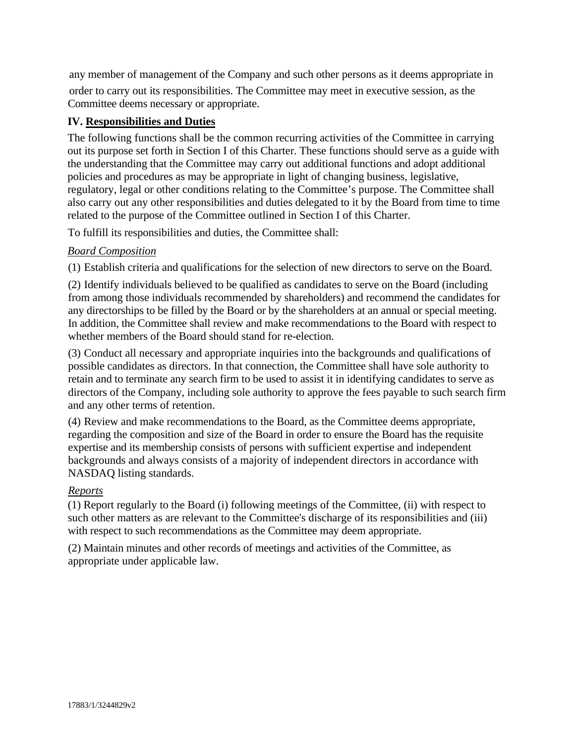any member of management of the Company and such other persons as it deems appropriate in order to carry out its responsibilities. The Committee may meet in executive session, as the Committee deems necessary or appropriate.

## IV. Responsibilities and Duties

The following functions shall be the common recurring activities of the Committee in carrying out its purpose set forth in Section I of this Charter. These functions should serve as a guide with the understanding that the Committee may carry out additional functions and adopt additional policies and procedures as may be appropriate in light of changing business, legislative, regulatory, legal or other conditions relating to the Committee's purpose. The Committee shall also carry out any other responsibilities and duties delegated to it by the Board from time to time related to the purpose of the Committee outlined in Section I of this Charter.

To fulfill its responsibilities and duties, the Committee shall:

*Board Composition*

(1) Establish criteria and qualifications for the selection of new directors to serve on the Board.

(2) Identify individuals believed to be qualified as candidates to serve on the Board (including from among those individuals recommended by shareholders) and recommend the candidates for any directorships to be filled by the Board or by the shareholders at an annual or special meeting. In addition, the Committee shall review and make recommendations to the Board with respect to whether members of the Board should stand for re-election.

(3) Conduct all necessary and appropriate inquiries into the backgrounds and qualifications of possible candidates as directors. In that connection, the Committee shall have sole authority to retain and to terminate any search firm to be used to assist it in identifying candidates to serve as directors of the Company, including sole authority to approve the fees payable to such search firm and any other terms of retention.

(4) Review and make recommendations to the Board, as the Committee deems appropriate, regarding the composition and size of the Board in order to ensure the Board has the requisite expertise and its membership consists of persons with sufficient expertise and independent backgrounds and always consists of a majority of independent directors in accordance with NASDAQ listing standards.

*Reports*

(1) Report regularly to the Board (i) following meetings of the Committee, (ii) with respect to such other matters as are relevant to the Committee's discharge of its responsibilities and (iii) with respect to such recommendations as the Committee may deem appropriate.

(2) Maintain minutes and other records of meetings and activities of the Committee, as appropriate under applicable law.

17883/1/3244829v2